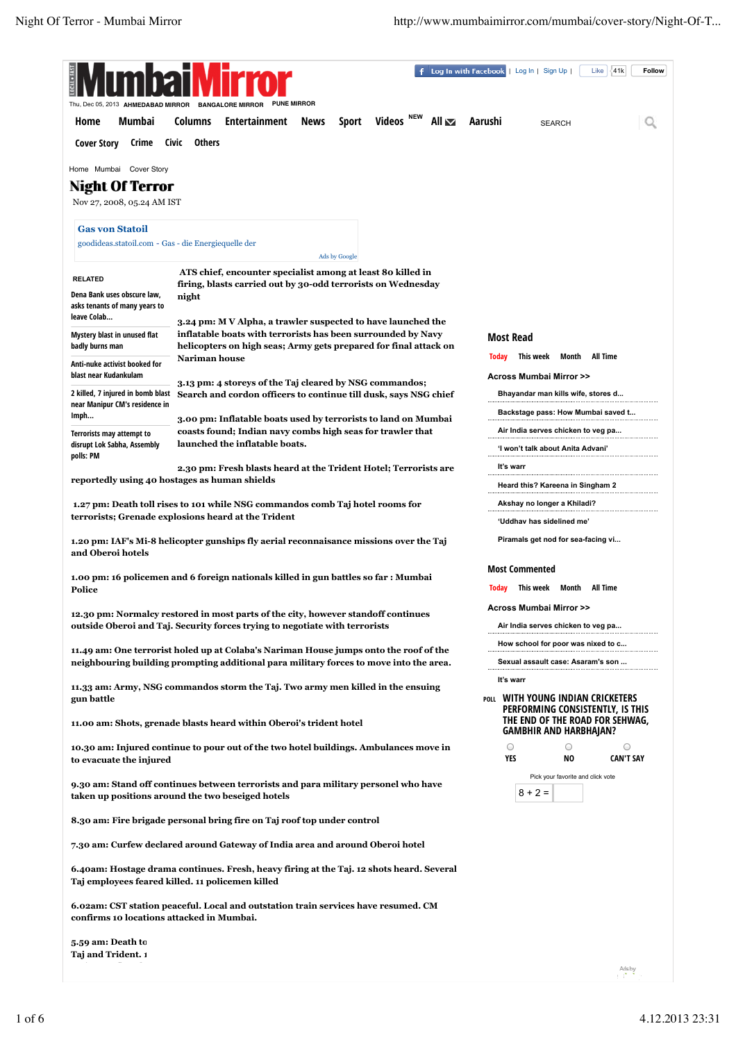# Night Of Terror

Nov 27, 2008, 05.24 AM IST

**ATS chief, encounter specialist among at least 80 killed in firing, blasts carried out by 30-odd terrorists on Wednesday night**

**3.24 pm: M V Alpha, a trawler suspected to have launched the inflatable boats with terrorists has been surrounded by Navy helicopters on high seas; Army gets prepared for final attack on Nariman house**

**3.13 pm: 4 storeys of the Taj cleared by NSG commandos; Search and cordon officers to continue till dusk, says NSG chief**

**3.00 pm: Inflatable boats used by terrorists to land on Mumbai coasts found; Indian navy combs high seas for trawler that launched the inflatable boats.**

**2.30 pm: Fresh blasts heard at the Trident Hotel; Terrorists are reportedly using 40 hostages as human shields**

**1.27 pm: Death toll rises to 101 while NSG commandos comb Taj hotel rooms for terrorists; Grenade explosions heard at the Trident**

**1.20 pm: IAF's Mi-8 helicopter gunships fly aerial reconnaisance missions over the Taj and Oberoi hotels**

**1.00 pm: 16 policemen and 6 foreign nationals killed in gun battles so far : Mumbai Police**

**12.30 pm: Normalcy restored in most parts of the city, however standoff continues outside Oberoi and Taj. Security forces trying to negotiate with terrorists**

**11.49 am: One terrorist holed up at Colaba's Nariman House jumps onto the roof of the neighbouring building prompting additional para military forces to move into the area.**

**11.33 am: Army, NSG commandos storm the Taj. Two army men killed in the ensuing gun battle**

**11.00 am: Shots, grenade blasts heard within Oberoi's trident hotel**

**10.30 am: Injured continue to pour out of the two hotel buildings. Ambulances move in to evacuate the injured**

**9.30 am: Stand off continues between terrorists and para military personel who have taken up positions around the two beseiged hotels**

**8.30 am: Fire brigade personal bring fire on Taj roof top under control**

**7.30 am: Curfew declared around Gateway of India area and around Oberoi hotel**

**6.40am: Hostage drama continues. Fresh, heavy firing at the Taj. 12 shots heard. Several Taj employees feared killed. 11 policemen killed**

**6.02am: CST station peaceful. Local and outstation train services have resumed. CM confirms 10 locations attacked in Mumbai.**

**5.59 am: Death to Taj and Trident. 1**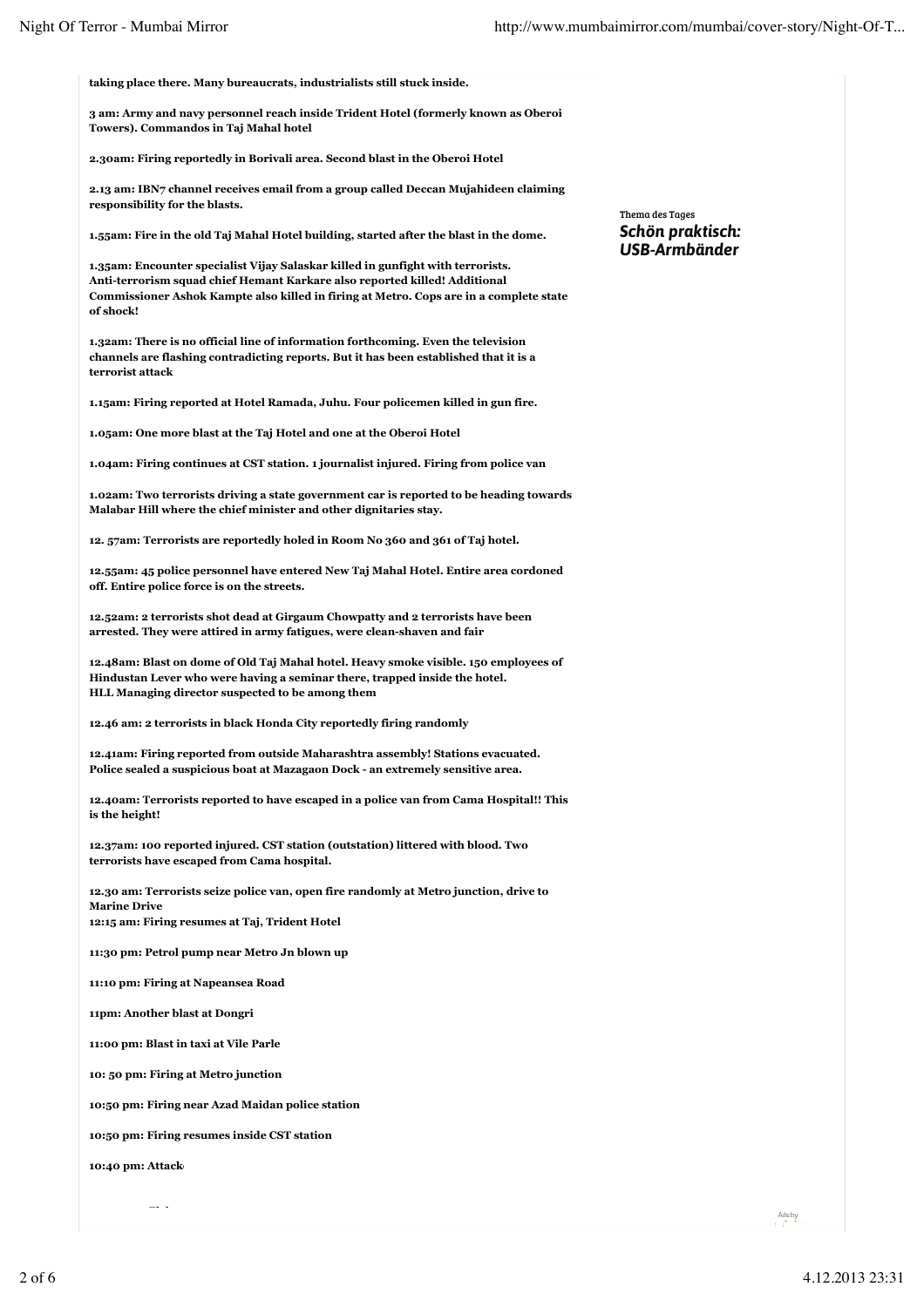**taking place there. Many bureaucrats, industrialists still stuck inside.**

**3 am: Army and navy personnel reach inside Trident Hotel (formerly known as Oberoi Towers). Commandos in Taj Mahal hotel**

**2.30am: Firing reportedly in Borivali area. Second blast in the Oberoi Hotel**

**2.13 am: IBN7 channel receives email from a group called Deccan Mujahideen claiming responsibility for the blasts.**

**1.55am: Fire in the old Taj Mahal Hotel building, started after the blast in the dome.**

**1.35am: Encounter specialist Vijay Salaskar killed in gunfight with terrorists. Anti-terrorism squad chief Hemant Karkare also reported killed! Additional Commissioner Ashok Kampte also killed in firing at Metro. Cops are in a complete state of shock!**

**1.32am: There is no official line of information forthcoming. Even the television channels are flashing contradicting reports. But it has been established that it is a terrorist attack**

**1.15am: Firing reported at Hotel Ramada, Juhu. Four policemen killed in gun fire.**

**1.05am: One more blast at the Taj Hotel and one at the Oberoi Hotel**

**1.04am: Firing continues at CST station. 1 journalist injured. Firing from police van**

**1.02am: Two terrorists driving a state government car is reported to be heading towards Malabar Hill where the chief minister and other dignitaries stay.**

**12. 57am: Terrorists are reportedly holed in Room No 360 and 361 of Taj hotel.**

**12.55am: 45 police personnel have entered New Taj Mahal Hotel. Entire area cordoned off. Entire police force is on the streets.**

**12.52am: 2 terrorists shot dead at Girgaum Chowpatty and 2 terrorists have been arrested. They were attired in army fatigues, were clean-shaven and fair**

**12.48am: Blast on dome of Old Taj Mahal hotel. Heavy smoke visible. 150 employees of Hindustan Lever who were having a seminar there, trapped inside the hotel. HLL Managing director suspected to be among them**

**12.46 am: 2 terrorists in black Honda City reportedly firing randomly**

**12.41am: Firing reported from outside Maharashtra assembly! Stations evacuated. Police sealed a suspicious boat at Mazagaon Dock - an extremely sensitive area.**

**12.40am: Terrorists reported to have escaped in a police van from Cama Hospital!! This is the height!**

**12.37am: 100 reported injured. CST station (outstation) littered with blood. Two terrorists have escaped from Cama hospital.**

**12.30 am: Terrorists seize police van, open fire randomly at Metro junction, drive to Marine Drive**
**12:15 am: Firing resumes at Taj, Trident Hotel**

**11:30 pm: Petrol pump near Metro Jn blown up**

**11:10 pm: Firing at Napeansea Road**

**11pm: Another blast at Dongri**

**11:00 pm: Blast in taxi at Vile Parle**

**10: 50 pm: Firing at Metro junction**

**10:50 pm: Firing near Azad Maidan police station**

**10:50 pm: Firing resumes inside CST station**

**10:40 pm: Attack**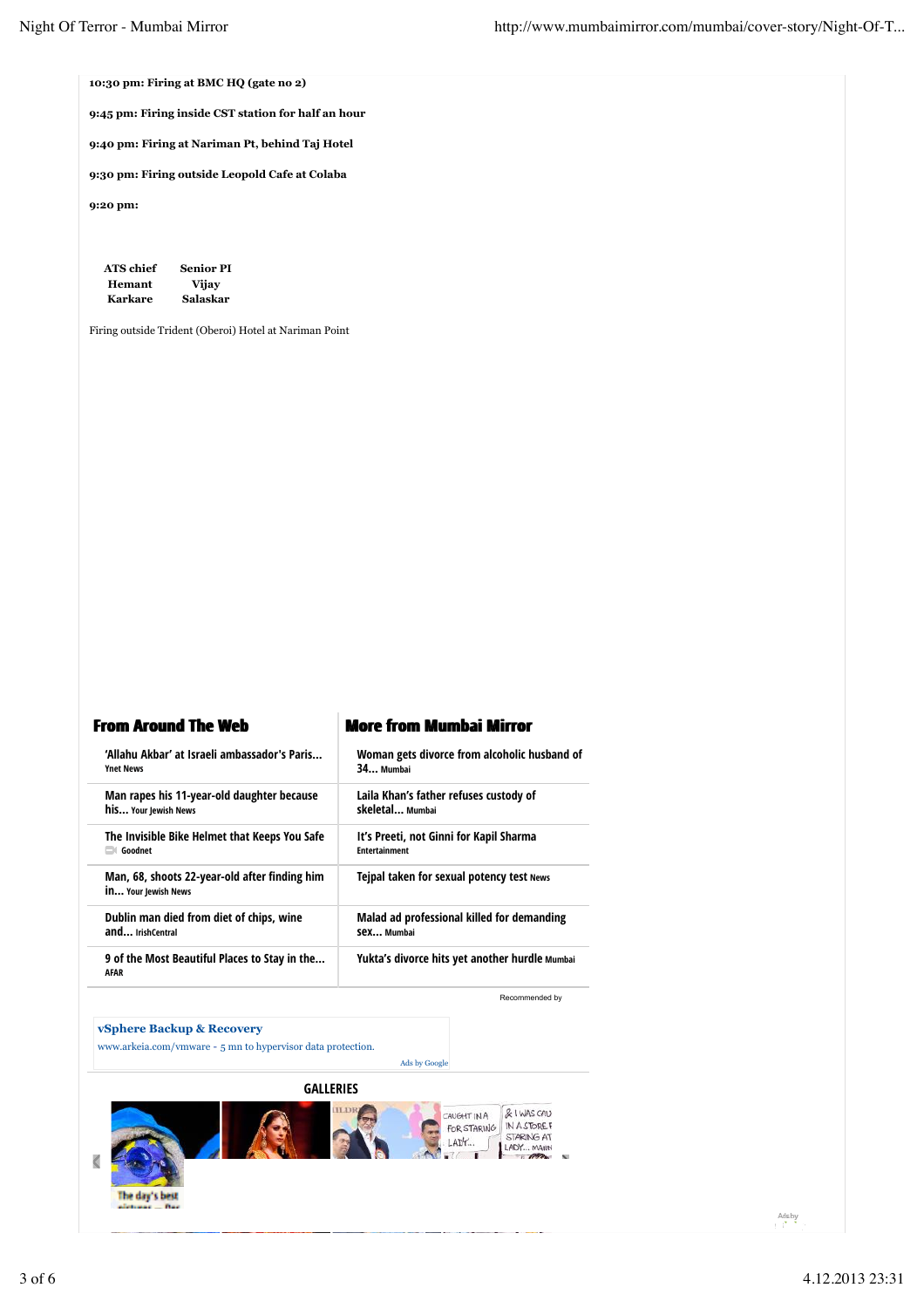**10:30 pm: Firing at BMC HQ (gate no 2)**

**9:45 pm: Firing inside CST station for half an hour**

**9:40 pm: Firing at Nariman Pt, behind Taj Hotel**

**9:30 pm: Firing outside Leopold Cafe at Colaba**

**9:20 pm:**

| | |
|---|---|
| **ATS chief Hemant Karkare** | **Senior PI Vijay Salaskar** |

Firing outside Trident (Oberoi) Hotel at Nariman Point

## From Around The Web

- 'Allahu Akbar' at Israeli ambassador's Paris... Ynet News
- Man rapes his 11-year-old daughter because his... Your Jewish News
- The Invisible Bike Helmet that Keeps You Safe Goodnet
- Man, 68, shoots 22-year-old after finding him in... Your Jewish News
- Dublin man died from diet of chips, wine and... IrishCentral
- 9 of the Most Beautiful Places to Stay in the... AFAR

## More from Mumbai Mirror

- Woman gets divorce from alcoholic husband of 34... Mumbai
- Laila Khan's father refuses custody of skeletal... Mumbai
- It's Preeti, not Ginni for Kapil Sharma Entertainment
- Tejpal taken for sexual potency test News
- Malad ad professional killed for demanding sex... Mumbai
- Yukta's divorce hits yet another hurdle Mumbai

Recommended by

**vSphere Backup & Recovery**
www.arkeia.com/vmware - 5 mn to hypervisor data protection.
Ads by Google

## GALLERIES

The day's best pictures